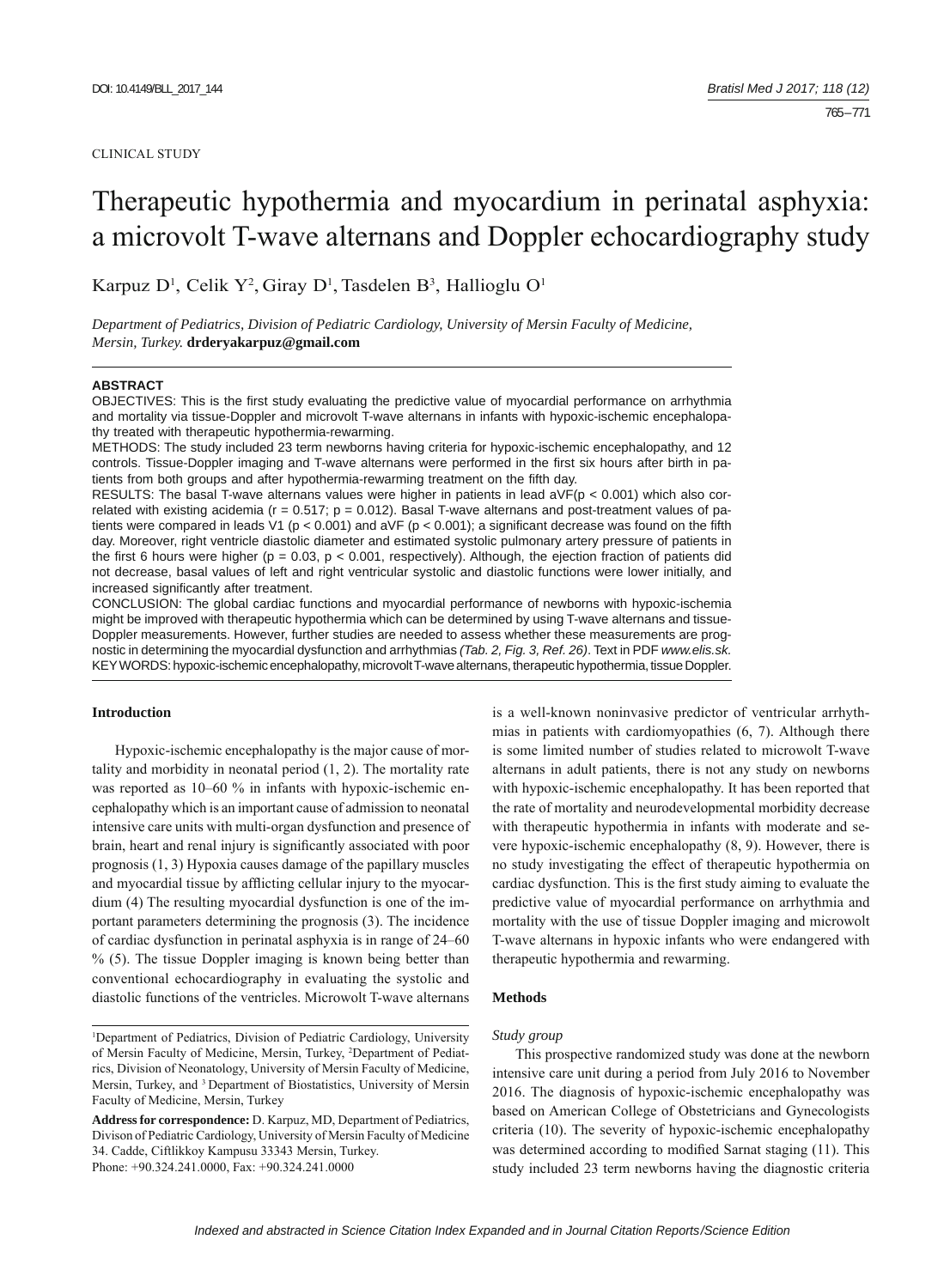CLINICAL STUDY

# Therapeutic hypothermia and myocardium in perinatal asphyxia: a microvolt T-wave alternans and Doppler echocardiography study

Karpuz D[1], Celik Y[2], Giray D[1], Tasdelen B[3], Hallioglu O[1]

*Department of Pediatrics, Division of Pediatric Cardiology, University of Mersin Faculty of Medicine, Mersin, Turkey.* **drderyakarpuz@gmail.com**

## ABSTRACT

OBJECTIVES: This is the first study evaluating the predictive value of myocardial performance on arrhythmia and mortality via tissue-Doppler and microvolt T-wave alternans in infants with hypoxic-ischemic encephalopathy treated with therapeutic hypothermia-rewarming.

METHODS: The study included 23 term newborns having criteria for hypoxic-ischemic encephalopathy, and 12 controls. Tissue-Doppler imaging and T-wave alternans were performed in the first six hours after birth in patients from both groups and after hypothermia-rewarming treatment on the fifth day.

RESULTS: The basal T-wave alternans values were higher in patients in lead aVF($p < 0.001$) which also correlated with existing acidemia ($r = 0.517$; $p = 0.012$). Basal T-wave alternans and post-treatment values of patients were compared in leads V1 ($p < 0.001$) and aVF ($p < 0.001$); a significant decrease was found on the fifth day. Moreover, right ventricle diastolic diameter and estimated systolic pulmonary artery pressure of patients in the first 6 hours were higher ($p = 0.03$, $p < 0.001$, respectively). Although, the ejection fraction of patients did not decrease, basal values of left and right ventricular systolic and diastolic functions were lower initially, and increased significantly after treatment.

CONCLUSION: The global cardiac functions and myocardial performance of newborns with hypoxic-ischemia might be improved with therapeutic hypothermia which can be determined by using T-wave alternans and tissue-Doppler measurements. However, further studies are needed to assess whether these measurements are prognostic in determining the myocardial dysfunction and arrhythmias *(Tab. 2, Fig. 3, Ref. 26)*. Text in PDF *www.elis.sk.*

KEY WORDS: hypoxic-ischemic encephalopathy, microvolt T-wave alternans, therapeutic hypothermia, tissue Doppler.

[1]Department of Pediatrics, Division of Pediatric Cardiology, University of Mersin Faculty of Medicine, Mersin, Turkey, [2]Department of Pediatrics, Division of Neonatology, University of Mersin Faculty of Medicine, Mersin, Turkey, and [3]Department of Biostatistics, University of Mersin Faculty of Medicine, Mersin, Turkey

**Address for correspondence:** D. Karpuz, MD, Department of Pediatrics, Divison of Pediatric Cardiology, University of Mersin Faculty of Medicine 34. Cadde, Ciftlikkoy Kampusu 33343 Mersin, Turkey.
Phone: +90.324.241.0000, Fax: +90.324.241.0000

### Introduction

Hypoxic-ischemic encephalopathy is the major cause of mortality and morbidity in neonatal period (1, 2). The mortality rate was reported as 10–60 % in infants with hypoxic-ischemic encephalopathy which is an important cause of admission to neonatal intensive care units with multi-organ dysfunction and presence of brain, heart and renal injury is significantly associated with poor prognosis (1, 3) Hypoxia causes damage of the papillary muscles and myocardial tissue by afflicting cellular injury to the myocardium (4) The resulting myocardial dysfunction is one of the important parameters determining the prognosis (3). The incidence of cardiac dysfunction in perinatal asphyxia is in range of 24–60 % (5). The tissue Doppler imaging is known being better than conventional echocardiography in evaluating the systolic and diastolic functions of the ventricles. Microwolt T-wave alternans is a well-known noninvasive predictor of ventricular arrhythmias in patients with cardiomyopathies (6, 7). Although there is some limited number of studies related to microwolt T-wave alternans in adult patients, there is not any study on newborns with hypoxic-ischemic encephalopathy. It has been reported that the rate of mortality and neurodevelopmental morbidity decrease with therapeutic hypothermia in infants with moderate and severe hypoxic-ischemic encephalopathy (8, 9). However, there is no study investigating the effect of therapeutic hypothermia on cardiac dysfunction. This is the first study aiming to evaluate the predictive value of myocardial performance on arrhythmia and mortality with the use of tissue Doppler imaging and microwolt T-wave alternans in hypoxic infants who were endangered with therapeutic hypothermia and rewarming.

### Methods

#### *Study group*

This prospective randomized study was done at the newborn intensive care unit during a period from July 2016 to November 2016. The diagnosis of hypoxic-ischemic encephalopathy was based on American College of Obstetricians and Gynecologists criteria (10). The severity of hypoxic-ischemic encephalopathy was determined according to modified Sarnat staging (11). This study included 23 term newborns having the diagnostic criteria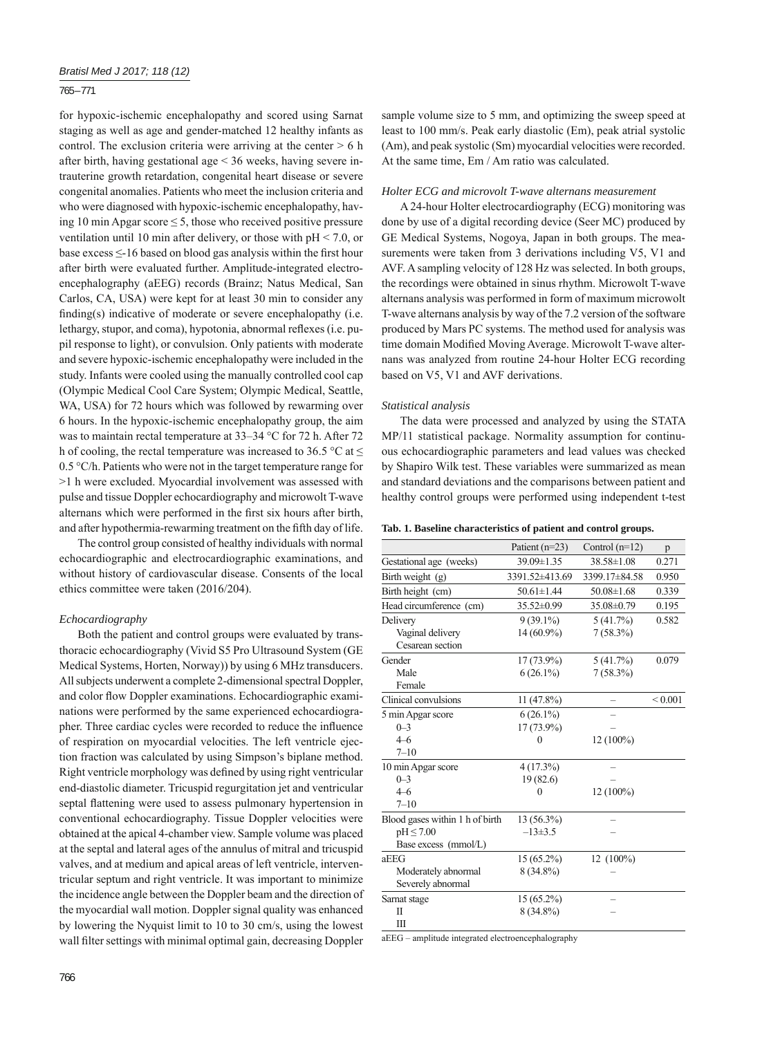for hypoxic-ischemic encephalopathy and scored using Sarnat staging as well as age and gender-matched 12 healthy infants as control. The exclusion criteria were arriving at the center > 6 h after birth, having gestational age < 36 weeks, having severe intrauterine growth retardation, congenital heart disease or severe congenital anomalies. Patients who meet the inclusion criteria and who were diagnosed with hypoxic-ischemic encephalopathy, having 10 min Apgar score ≤ 5, those who received positive pressure ventilation until 10 min after delivery, or those with pH < 7.0, or base excess ≤-16 based on blood gas analysis within the first hour after birth were evaluated further. Amplitude-integrated electroencephalography (aEEG) records (Brainz; Natus Medical, San Carlos, CA, USA) were kept for at least 30 min to consider any finding(s) indicative of moderate or severe encephalopathy (i.e. lethargy, stupor, and coma), hypotonia, abnormal reflexes (i.e. pupil response to light), or convulsion. Only patients with moderate and severe hypoxic-ischemic encephalopathy were included in the study. Infants were cooled using the manually controlled cool cap (Olympic Medical Cool Care System; Olympic Medical, Seattle, WA, USA) for 72 hours which was followed by rewarming over 6 hours. In the hypoxic-ischemic encephalopathy group, the aim was to maintain rectal temperature at 33–34 °C for 72 h. After 72 h of cooling, the rectal temperature was increased to 36.5 °C at ≤ 0.5 °C/h. Patients who were not in the target temperature range for >1 h were excluded. Myocardial involvement was assessed with pulse and tissue Doppler echocardiography and microwolt T-wave alternans which were performed in the first six hours after birth, and after hypothermia-rewarming treatment on the fifth day of life.

The control group consisted of healthy individuals with normal echocardiographic and electrocardiographic examinations, and without history of cardiovascular disease. Consents of the local ethics committee were taken (2016/204).

### *Echocardiography*

Both the patient and control groups were evaluated by transthoracic echocardiography (Vivid S5 Pro Ultrasound System (GE Medical Systems, Horten, Norway)) by using 6 MHz transducers. All subjects underwent a complete 2-dimensional spectral Doppler, and color flow Doppler examinations. Echocardiographic examinations were performed by the same experienced echocardiographer. Three cardiac cycles were recorded to reduce the influence of respiration on myocardial velocities. The left ventricle ejection fraction was calculated by using Simpson's biplane method. Right ventricle morphology was defined by using right ventricular end-diastolic diameter. Tricuspid regurgitation jet and ventricular septal flattening were used to assess pulmonary hypertension in conventional echocardiography. Tissue Doppler velocities were obtained at the apical 4-chamber view. Sample volume was placed at the septal and lateral ages of the annulus of mitral and tricuspid valves, and at medium and apical areas of left ventricle, interventricular septum and right ventricle. It was important to minimize the incidence angle between the Doppler beam and the direction of the myocardial wall motion. Doppler signal quality was enhanced by lowering the Nyquist limit to 10 to 30 cm/s, using the lowest wall filter settings with minimal optimal gain, decreasing Doppler sample volume size to 5 mm, and optimizing the sweep speed at least to 100 mm/s. Peak early diastolic (Em), peak atrial systolic (Am), and peak systolic (Sm) myocardial velocities were recorded. At the same time, Em / Am ratio was calculated.

### *Holter ECG and microvolt T-wave alternans measurement*

A 24-hour Holter electrocardiography (ECG) monitoring was done by use of a digital recording device (Seer MC) produced by GE Medical Systems, Nogoya, Japan in both groups. The measurements were taken from 3 derivations including V5, V1 and AVF. A sampling velocity of 128 Hz was selected. In both groups, the recordings were obtained in sinus rhythm. Microwolt T-wave alternans analysis was performed in form of maximum microwolt T-wave alternans analysis by way of the 7.2 version of the software produced by Mars PC systems. The method used for analysis was time domain Modified Moving Average. Microwolt T-wave alternans was analyzed from routine 24-hour Holter ECG recording based on V5, V1 and AVF derivations.

### *Statistical analysis*

The data were processed and analyzed by using the STATA MP/11 statistical package. Normality assumption for continuous echocardiographic parameters and lead values was checked by Shapiro Wilk test. These variables were summarized as mean and standard deviations and the comparisons between patient and healthy control groups were performed using independent t-test

**Tab. 1. Baseline characteristics of patient and control groups.**

| | Patient (n=23) | Control (n=12) | p |
|---|---|---|---|
| Gestational age (weeks) | 39.09±1.35 | 38.58±1.08 | 0.271 |
| Birth weight (g) | 3391.52±413.69 | 3399.17±84.58 | 0.950 |
| Birth height (cm) | 50.61±1.44 | 50.08±1.68 | 0.339 |
| Head circumference (cm) | 35.52±0.99 | 35.08±0.79 | 0.195 |
| Delivery | | | 0.582 |
| Vaginal delivery | 9 (39.1%) | 5 (41.7%) | |
| Cesarean section | 14 (60.9%) | 7 (58.3%) | |
| Gender | | | 0.079 |
| Male | 17 (73.9%) | 5 (41.7%) | |
| Female | 6 (26.1%) | 7 (58.3%) | |
| Clinical convulsions | 11 (47.8%) | – | < 0.001 |
| 5 min Apgar score | | | |
| 0–3 | 6 (26.1%) | – | |
| 4–6 | 17 (73.9%) | – | |
| 7–10 | 0 | 12 (100%) | |
| 10 min Apgar score | | | |
| 0–3 | 4 (17.3%) | – | |
| 4–6 | 19 (82.6) | – | |
| 7–10 | 0 | 12 (100%) | |
| Blood gases within 1 h of birth | | | |
| pH ≤ 7.00 | 13 (56.3%) | – | |
| Base excess (mmol/L) | –13±3.5 | – | |
| aEEG | | | |
| Moderately abnormal | 15 (65.2%) | 12 (100%) | |
| Severely abnormal | 8 (34.8%) | – | |
| Sarnat stage | | | |
| II | 15 (65.2%) | – | |
| III | 8 (34.8%) | – | |

aEEG – amplitude integrated electroencephalography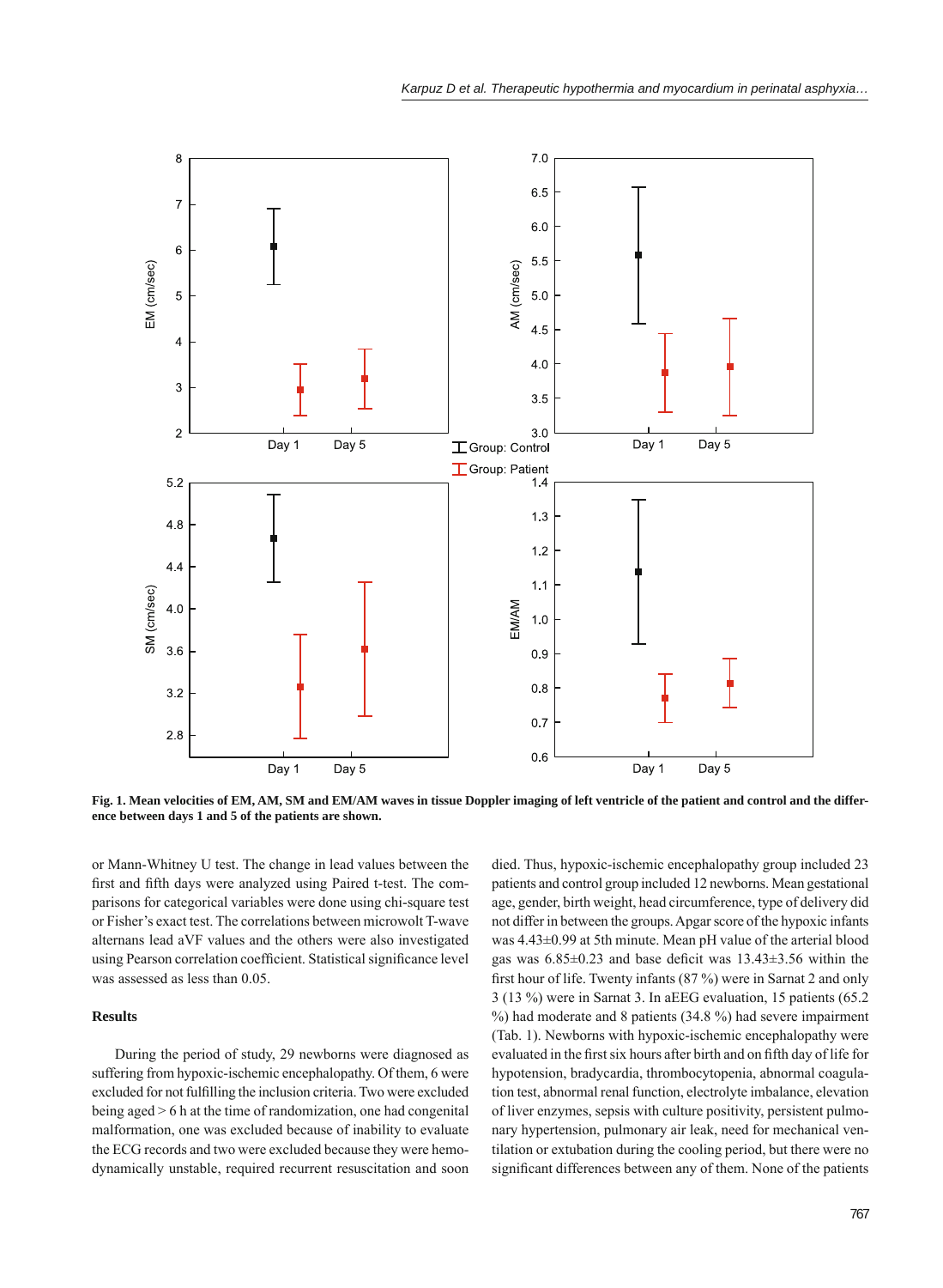8
7
6
5
4
3
2
EM (cm/sec)
Day 1
Day 5

7.0
6.5
6.0
5.5
5.0
4.5
4.0
3.5
3.0
AM (cm/sec)
Day 1
Day 5

Group: Control
Group: Patient

5.2
4.8
4.4
4.0
3.6
3.2
2.8
SM (cm/sec)
Day 1
Day 5

1.4
1.3
1.2
1.1
1.0
0.9
0.8
0.7
0.6
EM/AM
Day 1
Day 5

**Fig. 1. Mean velocities of EM, AM, SM and EM/AM waves in tissue Doppler imaging of left ventricle of the patient and control and the difference between days 1 and 5 of the patients are shown.**

or Mann-Whitney U test. The change in lead values between the first and fifth days were analyzed using Paired t-test. The comparisons for categorical variables were done using chi-square test or Fisher's exact test. The correlations between microwolt T-wave alternans lead aVF values and the others were also investigated using Pearson correlation coefficient. Statistical significance level was assessed as less than 0.05.

## Results

During the period of study, 29 newborns were diagnosed as suffering from hypoxic-ischemic encephalopathy. Of them, 6 were excluded for not fulfilling the inclusion criteria. Two were excluded being aged > 6 h at the time of randomization, one had congenital malformation, one was excluded because of inability to evaluate the ECG records and two were excluded because they were hemodynamically unstable, required recurrent resuscitation and soon died. Thus, hypoxic-ischemic encephalopathy group included 23 patients and control group included 12 newborns. Mean gestational age, gender, birth weight, head circumference, type of delivery did not differ in between the groups. Apgar score of the hypoxic infants was 4.43±0.99 at 5th minute. Mean pH value of the arterial blood gas was 6.85±0.23 and base deficit was 13.43±3.56 within the first hour of life. Twenty infants (87 %) were in Sarnat 2 and only 3 (13 %) were in Sarnat 3. In aEEG evaluation, 15 patients (65.2 %) had moderate and 8 patients (34.8 %) had severe impairment (Tab. 1). Newborns with hypoxic-ischemic encephalopathy were evaluated in the first six hours after birth and on fifth day of life for hypotension, bradycardia, thrombocytopenia, abnormal coagulation test, abnormal renal function, electrolyte imbalance, elevation of liver enzymes, sepsis with culture positivity, persistent pulmonary hypertension, pulmonary air leak, need for mechanical ventilation or extubation during the cooling period, but there were no significant differences between any of them. None of the patients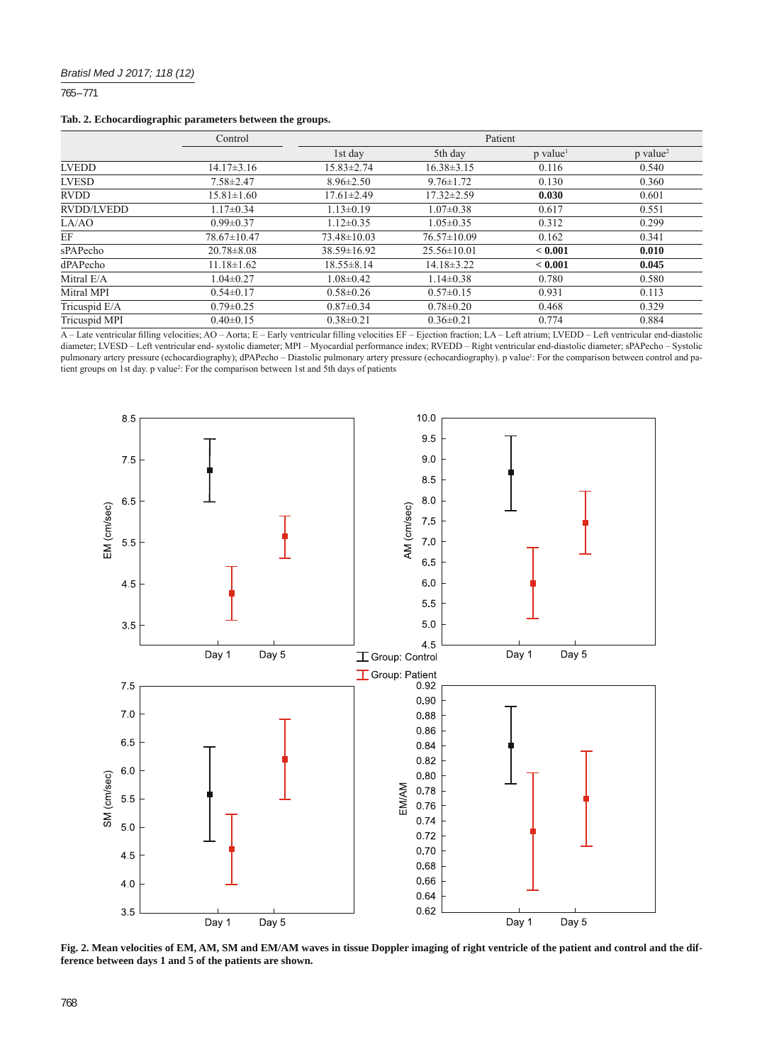**Tab. 2. Echocardiographic parameters between the groups.**

| | Control | Patient | | | |
|---|---|---|---|---|---|
| | | 1st day | 5th day | p value[1] | p value[2] |
| LVEDD | 14.17±3.16 | 15.83±2.74 | 16.38±3.15 | 0.116 | 0.540 |
| LVESD | 7.58±2.47 | 8.96±2.50 | 9.76±1.72 | 0.130 | 0.360 |
| RVDD | 15.81±1.60 | 17.61±2.49 | 17.32±2.59 | **0.030** | 0.601 |
| RVDD/LVEDD | 1.17±0.34 | 1.13±0.19 | 1.07±0.38 | 0.617 | 0.551 |
| LA/AO | 0.99±0.37 | 1.12±0.35 | 1.05±0.35 | 0.312 | 0.299 |
| EF | 78.67±10.47 | 73.48±10.03 | 76.57±10.09 | 0.162 | 0.341 |
| sPAPecho | 20.78±8.08 | 38.59±16.92 | 25.56±10.01 | **< 0.001** | **0.010** |
| dPAPecho | 11.18±1.62 | 18.55±8.14 | 14.18±3.22 | **< 0.001** | **0.045** |
| Mitral E/A | 1.04±0.27 | 1.08±0.42 | 1.14±0.38 | 0.780 | 0.580 |
| Mitral MPI | 0.54±0.17 | 0.58±0.26 | 0.57±0.15 | 0.931 | 0.113 |
| Tricuspid E/A | 0.79±0.25 | 0.87±0.34 | 0.78±0.20 | 0.468 | 0.329 |
| Tricuspid MPI | 0.40±0.15 | 0.38±0.21 | 0.36±0.21 | 0.774 | 0.884 |

A – Late ventricular filling velocities; AO – Aorta; E – Early ventricular filling velocities EF – Ejection fraction; LA – Left atrium; LVEDD – Left ventricular end-diastolic diameter; LVESD – Left ventricular end- systolic diameter; MPI – Myocardial performance index; RVEDD – Right ventricular end-diastolic diameter; sPAPecho – Systolic pulmonary artery pressure (echocardiography); dPAPecho – Diastolic pulmonary artery pressure (echocardiography). p value[1]: For the comparison between control and patient groups on 1st day. p value[2]: For the comparison between 1st and 5th days of patients

EM (cm/sec)
8.5
7.5
6.5
5.5
4.5
3.5
Day 1
Day 5

AM (cm/sec)
10.0
9.5
9.0
8.5
8.0
7.5
7.0
6.5
6.0
5.5
5.0
4.5
Day 1
Day 5

Group: Control
Group: Patient

SM (cm/sec)
7.5
7.0
6.5
6.0
5.5
5.0
4.5
4.0
3.5
Day 1
Day 5

EM/AM
0.92
0.90
0.88
0.86
0.84
0.82
0.80
0.78
0.76
0.74
0.72
0.70
0.68
0.66
0.64
0.62
Day 1
Day 5

**Fig. 2. Mean velocities of EM, AM, SM and EM/AM waves in tissue Doppler imaging of right ventricle of the patient and control and the difference between days 1 and 5 of the patients are shown.**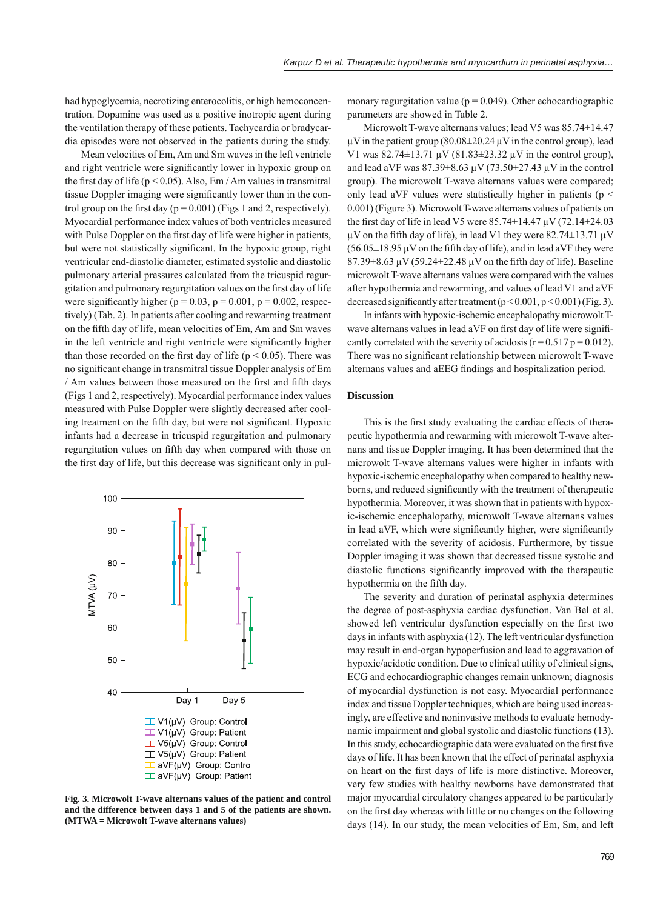had hypoglycemia, necrotizing enterocolitis, or high hemoconcentration. Dopamine was used as a positive inotropic agent during the ventilation therapy of these patients. Tachycardia or bradycardia episodes were not observed in the patients during the study.

Mean velocities of Em, Am and Sm waves in the left ventricle and right ventricle were significantly lower in hypoxic group on the first day of life ($p < 0.05$). Also, Em / Am values in transmitral tissue Doppler imaging were significantly lower than in the control group on the first day ($p = 0.001$) (Figs 1 and 2, respectively). Myocardial performance index values of both ventricles measured with Pulse Doppler on the first day of life were higher in patients, but were not statistically significant. In the hypoxic group, right ventricular end-diastolic diameter, estimated systolic and diastolic pulmonary arterial pressures calculated from the tricuspid regurgitation and pulmonary regurgitation values on the first day of life were significantly higher ($p = 0.03$, $p = 0.001$, $p = 0.002$, respectively) (Tab. 2). In patients after cooling and rewarming treatment on the fifth day of life, mean velocities of Em, Am and Sm waves in the left ventricle and right ventricle were significantly higher than those recorded on the first day of life ($p < 0.05$). There was no significant change in transmitral tissue Doppler analysis of Em / Am values between those measured on the first and fifth days (Figs 1 and 2, respectively). Myocardial performance index values measured with Pulse Doppler were slightly decreased after cooling treatment on the fifth day, but were not significant. Hypoxic infants had a decrease in tricuspid regurgitation and pulmonary regurgitation values on fifth day when compared with those on the first day of life, but this decrease was significant only in pulmonary regurgitation value ($p = 0.049$). Other echocardiographic parameters are showed in Table 2.

Microwolt T-wave alternans values; lead V5 was 85.74±14.47 μV in the patient group (80.08±20.24 μV in the control group), lead V1 was 82.74±13.71 μV (81.83±23.32 μV in the control group), and lead aVF was 87.39±8.63 μV (73.50±27.43 μV in the control group). The microwolt T-wave alternans values were compared; only lead aVF values were statistically higher in patients ($p < 0.001$) (Figure 3). Microwolt T-wave alternans values of patients on the first day of life in lead V5 were 85.74±14.47 μV (72.14±24.03 μV on the fifth day of life), in lead V1 they were 82.74±13.71 μV (56.05±18.95 μV on the fifth day of life), and in lead aVF they were 87.39±8.63 μV (59.24±22.48 μV on the fifth day of life). Baseline microwolt T-wave alternans values were compared with the values after hypothermia and rewarming, and values of lead V1 and aVF decreased significantly after treatment ($p < 0.001$, $p < 0.001$) (Fig. 3).

In infants with hypoxic-ischemic encephalopathy microwolt T-wave alternans values in lead aVF on first day of life were significantly correlated with the severity of acidosis ($r = 0.517$ $p = 0.012$). There was no significant relationship between microwolt T-wave alternans values and aEEG findings and hospitalization period.

100
90
80
70
60
50
40
MTVA (μV)
Day 1
Day 5
V1(μV) Group: Control
V1(μV) Group: Patient
V5(μV) Group: Control
V5(μV) Group: Patient
aVF(μV) Group: Control
aVF(μV) Group: Patient

**Fig. 3. Microwolt T-wave alternans values of the patient and control and the difference between days 1 and 5 of the patients are shown. (MTWA = Microwolt T-wave alternans values)**

## Discussion

This is the first study evaluating the cardiac effects of therapeutic hypothermia and rewarming with microwolt T-wave alternans and tissue Doppler imaging. It has been determined that the microwolt T-wave alternans values were higher in infants with hypoxic-ischemic encephalopathy when compared to healthy newborns, and reduced significantly with the treatment of therapeutic hypothermia. Moreover, it was shown that in patients with hypoxic-ischemic encephalopathy, microwolt T-wave alternans values in lead aVF, which were significantly higher, were significantly correlated with the severity of acidosis. Furthermore, by tissue Doppler imaging it was shown that decreased tissue systolic and diastolic functions significantly improved with the therapeutic hypothermia on the fifth day.

The severity and duration of perinatal asphyxia determines the degree of post-asphyxia cardiac dysfunction. Van Bel et al. showed left ventricular dysfunction especially on the first two days in infants with asphyxia (12). The left ventricular dysfunction may result in end-organ hypoperfusion and lead to aggravation of hypoxic/acidotic condition. Due to clinical utility of clinical signs, ECG and echocardiographic changes remain unknown; diagnosis of myocardial dysfunction is not easy. Myocardial performance index and tissue Doppler techniques, which are being used increasingly, are effective and noninvasive methods to evaluate hemodynamic impairment and global systolic and diastolic functions (13). In this study, echocardiographic data were evaluated on the first five days of life. It has been known that the effect of perinatal asphyxia on heart on the first days of life is more distinctive. Moreover, very few studies with healthy newborns have demonstrated that major myocardial circulatory changes appeared to be particularly on the first day whereas with little or no changes on the following days (14). In our study, the mean velocities of Em, Sm, and left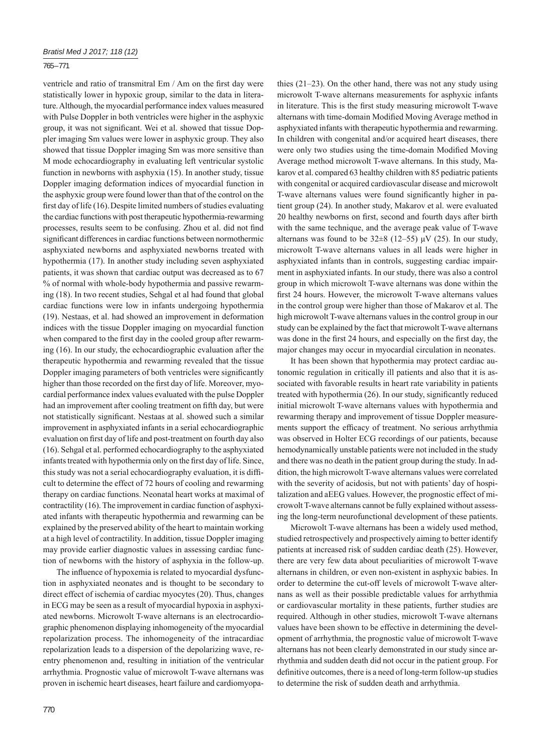ventricle and ratio of transmitral Em / Am on the first day were statistically lower in hypoxic group, similar to the data in literature. Although, the myocardial performance index values measured with Pulse Doppler in both ventricles were higher in the asphyxic group, it was not significant. Wei et al. showed that tissue Doppler imaging Sm values were lower in asphyxic group. They also showed that tissue Doppler imaging Sm was more sensitive than M mode echocardiography in evaluating left ventricular systolic function in newborns with asphyxia (15). In another study, tissue Doppler imaging deformation indices of myocardial function in the asphyxic group were found lower than that of the control on the first day of life (16). Despite limited numbers of studies evaluating the cardiac functions with post therapeutic hypothermia-rewarming processes, results seem to be confusing. Zhou et al. did not find significant differences in cardiac functions between normothermic asphyxiated newborns and asphyxiated newborns treated with hypothermia (17). In another study including seven asphyxiated patients, it was shown that cardiac output was decreased as to 67 % of normal with whole-body hypothermia and passive rewarming (18). In two recent studies, Sehgal et al had found that global cardiac functions were low in infants undergoing hypothermia (19). Nestaas, et al. had showed an improvement in deformation indices with the tissue Doppler imaging on myocardial function when compared to the first day in the cooled group after rewarming (16). In our study, the echocardiographic evaluation after the therapeutic hypothermia and rewarming revealed that the tissue Doppler imaging parameters of both ventricles were significantly higher than those recorded on the first day of life. Moreover, myocardial performance index values evaluated with the pulse Doppler had an improvement after cooling treatment on fifth day, but were not statistically significant. Nestaas at al. showed such a similar improvement in asphyxiated infants in a serial echocardiographic evaluation on first day of life and post-treatment on fourth day also (16). Sehgal et al. performed echocardiography to the asphyxiated infants treated with hypothermia only on the first day of life. Since, this study was not a serial echocardiography evaluation, it is difficult to determine the effect of 72 hours of cooling and rewarming therapy on cardiac functions. Neonatal heart works at maximal of contractility (16). The improvement in cardiac function of asphyxiated infants with therapeutic hypothermia and rewarming can be explained by the preserved ability of the heart to maintain working at a high level of contractility. In addition, tissue Doppler imaging may provide earlier diagnostic values in assessing cardiac function of newborns with the history of asphyxia in the follow-up.

The influence of hypoxemia is related to myocardial dysfunction in asphyxiated neonates and is thought to be secondary to direct effect of ischemia of cardiac myocytes (20). Thus, changes in ECG may be seen as a result of myocardial hypoxia in asphyxiated newborns. Microwolt T-wave alternans is an electrocardiographic phenomenon displaying inhomogeneity of the myocardial repolarization process. The inhomogeneity of the intracardiac repolarization leads to a dispersion of the depolarizing wave, reentry phenomenon and, resulting in initiation of the ventricular arrhythmia. Prognostic value of microwolt T-wave alternans was proven in ischemic heart diseases, heart failure and cardiomyopathies (21–23). On the other hand, there was not any study using microwolt T-wave alternans measurements for asphyxic infants in literature. This is the first study measuring microwolt T-wave alternans with time-domain Modified Moving Average method in asphyxiated infants with therapeutic hypothermia and rewarming. In children with congenital and/or acquired heart diseases, there were only two studies using the time-domain Modified Moving Average method microwolt T-wave alternans. In this study, Makarov et al. compared 63 healthy children with 85 pediatric patients with congenital or acquired cardiovascular disease and microwolt T-wave alternans values were found significantly higher in patient group (24). In another study, Makarov et al. were evaluated 20 healthy newborns on first, second and fourth days after birth with the same technique, and the average peak value of T-wave alternans was found to be 32±8 (12–55) μV (25). In our study, microwolt T-wave alternans values in all leads were higher in asphyxiated infants than in controls, suggesting cardiac impairment in asphyxiated infants. In our study, there was also a control group in which microwolt T-wave alternans was done within the first 24 hours. However, the microwolt T-wave alternans values in the control group were higher than those of Makarov et al. The high microwolt T-wave alternans values in the control group in our study can be explained by the fact that microwolt T-wave alternans was done in the first 24 hours, and especially on the first day, the major changes may occur in myocardial circulation in neonates.

It has been shown that hypothermia may protect cardiac autonomic regulation in critically ill patients and also that it is associated with favorable results in heart rate variability in patients treated with hypothermia (26). In our study, significantly reduced initial microwolt T-wave alternans values with hypothermia and rewarming therapy and improvement of tissue Doppler measurements support the efficacy of treatment. No serious arrhythmia was observed in Holter ECG recordings of our patients, because hemodynamically unstable patients were not included in the study and there was no death in the patient group during the study. In addition, the high microwolt T-wave alternans values were correlated with the severity of acidosis, but not with patients' day of hospitalization and aEEG values. However, the prognostic effect of microwolt T-wave alternans cannot be fully explained without assessing the long-term neurofunctional development of these patients.

Microwolt T-wave alternans has been a widely used method, studied retrospectively and prospectively aiming to better identify patients at increased risk of sudden cardiac death (25). However, there are very few data about peculiarities of microwolt T-wave alternans in children, or even non-existent in asphyxic babies. In order to determine the cut-off levels of microwolt T-wave alternans as well as their possible predictable values for arrhythmia or cardiovascular mortality in these patients, further studies are required. Although in other studies, microwolt T-wave alternans values have been shown to be effective in determining the development of arrhythmia, the prognostic value of microwolt T-wave alternans has not been clearly demonstrated in our study since arrhythmia and sudden death did not occur in the patient group. For definitive outcomes, there is a need of long-term follow-up studies to determine the risk of sudden death and arrhythmia.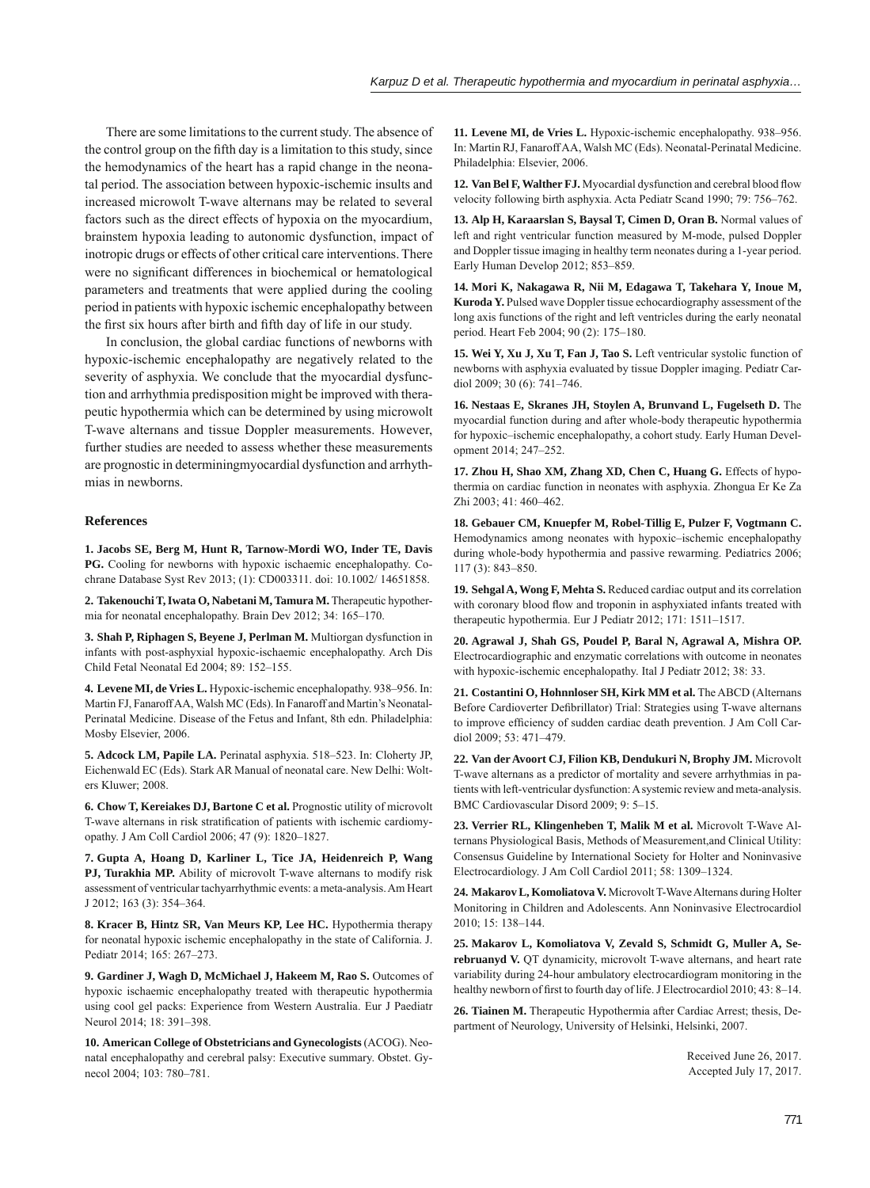There are some limitations to the current study. The absence of the control group on the fifth day is a limitation to this study, since the hemodynamics of the heart has a rapid change in the neonatal period. The association between hypoxic-ischemic insults and increased microwolt T-wave alternans may be related to several factors such as the direct effects of hypoxia on the myocardium, brainstem hypoxia leading to autonomic dysfunction, impact of inotropic drugs or effects of other critical care interventions. There were no significant differences in biochemical or hematological parameters and treatments that were applied during the cooling period in patients with hypoxic ischemic encephalopathy between the first six hours after birth and fifth day of life in our study.

In conclusion, the global cardiac functions of newborns with hypoxic-ischemic encephalopathy are negatively related to the severity of asphyxia. We conclude that the myocardial dysfunction and arrhythmia predisposition might be improved with therapeutic hypothermia which can be determined by using microwolt T-wave alternans and tissue Doppler measurements. However, further studies are needed to assess whether these measurements are prognostic in determiningmyocardial dysfunction and arrhythmias in newborns.

## References

**1. Jacobs SE, Berg M, Hunt R, Tarnow-Mordi WO, Inder TE, Davis PG.** Cooling for newborns with hypoxic ischaemic encephalopathy. Cochrane Database Syst Rev 2013; (1): CD003311. doi: 10.1002/ 14651858.

**2. Takenouchi T, Iwata O, Nabetani M, Tamura M.** Therapeutic hypothermia for neonatal encephalopathy. Brain Dev 2012; 34: 165–170.

**3. Shah P, Riphagen S, Beyene J, Perlman M.** Multiorgan dysfunction in infants with post-asphyxial hypoxic-ischaemic encephalopathy. Arch Dis Child Fetal Neonatal Ed 2004; 89: 152–155.

**4. Levene MI, de Vries L.** Hypoxic-ischemic encephalopathy. 938–956. In: Martin FJ, Fanaroff AA, Walsh MC (Eds). In Fanaroff and Martin's Neonatal-Perinatal Medicine. Disease of the Fetus and Infant, 8th edn. Philadelphia: Mosby Elsevier, 2006.

**5. Adcock LM, Papile LA.** Perinatal asphyxia. 518–523. In: Cloherty JP, Eichenwald EC (Eds). Stark AR Manual of neonatal care. New Delhi: Wolters Kluwer; 2008.

**6. Chow T, Kereiakes DJ, Bartone C et al.** Prognostic utility of microvolt T-wave alternans in risk stratification of patients with ischemic cardiomyopathy. J Am Coll Cardiol 2006; 47 (9): 1820–1827.

**7. Gupta A, Hoang D, Karliner L, Tice JA, Heidenreich P, Wang PJ, Turakhia MP.** Ability of microvolt T-wave alternans to modify risk assessment of ventricular tachyarrhythmic events: a meta-analysis. Am Heart J 2012; 163 (3): 354–364.

**8. Kracer B, Hintz SR, Van Meurs KP, Lee HC.** Hypothermia therapy for neonatal hypoxic ischemic encephalopathy in the state of California. J. Pediatr 2014; 165: 267–273.

**9. Gardiner J, Wagh D, McMichael J, Hakeem M, Rao S.** Outcomes of hypoxic ischaemic encephalopathy treated with therapeutic hypothermia using cool gel packs: Experience from Western Australia. Eur J Paediatr Neurol 2014; 18: 391–398.

**10. American College of Obstetricians and Gynecologists** (ACOG). Neonatal encephalopathy and cerebral palsy: Executive summary. Obstet. Gynecol 2004; 103: 780–781.

**11. Levene MI, de Vries L.** Hypoxic-ischemic encephalopathy. 938–956. In: Martin RJ, Fanaroff AA, Walsh MC (Eds). Neonatal-Perinatal Medicine. Philadelphia: Elsevier, 2006.

**12. Van Bel F, Walther FJ.** Myocardial dysfunction and cerebral blood flow velocity following birth asphyxia. Acta Pediatr Scand 1990; 79: 756–762.

**13. Alp H, Karaarslan S, Baysal T, Cimen D, Oran B.** Normal values of left and right ventricular function measured by M-mode, pulsed Doppler and Doppler tissue imaging in healthy term neonates during a 1-year period. Early Human Develop 2012; 853–859.

**14. Mori K, Nakagawa R, Nii M, Edagawa T, Takehara Y, Inoue M, Kuroda Y.** Pulsed wave Doppler tissue echocardiography assessment of the long axis functions of the right and left ventricles during the early neonatal period. Heart Feb 2004; 90 (2): 175–180.

**15. Wei Y, Xu J, Xu T, Fan J, Tao S.** Left ventricular systolic function of newborns with asphyxia evaluated by tissue Doppler imaging. Pediatr Cardiol 2009; 30 (6): 741–746.

**16. Nestaas E, Skranes JH, Stoylen A, Brunvand L, Fugelseth D.** The myocardial function during and after whole-body therapeutic hypothermia for hypoxic–ischemic encephalopathy, a cohort study. Early Human Development 2014; 247–252.

**17. Zhou H, Shao XM, Zhang XD, Chen C, Huang G.** Effects of hypothermia on cardiac function in neonates with asphyxia. Zhongua Er Ke Za Zhi 2003; 41: 460–462.

**18. Gebauer CM, Knuepfer M, Robel-Tillig E, Pulzer F, Vogtmann C.** Hemodynamics among neonates with hypoxic–ischemic encephalopathy during whole-body hypothermia and passive rewarming. Pediatrics 2006; 117 (3): 843–850.

**19. Sehgal A, Wong F, Mehta S.** Reduced cardiac output and its correlation with coronary blood flow and troponin in asphyxiated infants treated with therapeutic hypothermia. Eur J Pediatr 2012; 171: 1511–1517.

**20. Agrawal J, Shah GS, Poudel P, Baral N, Agrawal A, Mishra OP.** Electrocardiographic and enzymatic correlations with outcome in neonates with hypoxic-ischemic encephalopathy. Ital J Pediatr 2012; 38: 33.

**21. Costantini O, Hohnnloser SH, Kirk MM et al.** The ABCD (Alternans Before Cardioverter Defibrillator) Trial: Strategies using T-wave alternans to improve efficiency of sudden cardiac death prevention. J Am Coll Cardiol 2009; 53: 471–479.

**22. Van der Avoort CJ, Filion KB, Dendukuri N, Brophy JM.** Microvolt T-wave alternans as a predictor of mortality and severe arrhythmias in patients with left-ventricular dysfunction: A systemic review and meta-analysis. BMC Cardiovascular Disord 2009; 9: 5–15.

**23. Verrier RL, Klingenheben T, Malik M et al.** Microvolt T-Wave Alternans Physiological Basis, Methods of Measurement,and Clinical Utility: Consensus Guideline by International Society for Holter and Noninvasive Electrocardiology. J Am Coll Cardiol 2011; 58: 1309–1324.

**24. Makarov L, Komoliatova V.** Microvolt T-Wave Alternans during Holter Monitoring in Children and Adolescents. Ann Noninvasive Electrocardiol 2010; 15: 138–144.

**25. Makarov L, Komoliatova V, Zevald S, Schmidt G, Muller A, Serebruanyd V.** QT dynamicity, microvolt T-wave alternans, and heart rate variability during 24-hour ambulatory electrocardiogram monitoring in the healthy newborn of first to fourth day of life. J Electrocardiol 2010; 43: 8–14.

**26. Tiainen M.** Therapeutic Hypothermia after Cardiac Arrest; thesis, Department of Neurology, University of Helsinki, Helsinki, 2007.

Received June 26, 2017.
Accepted July 17, 2017.